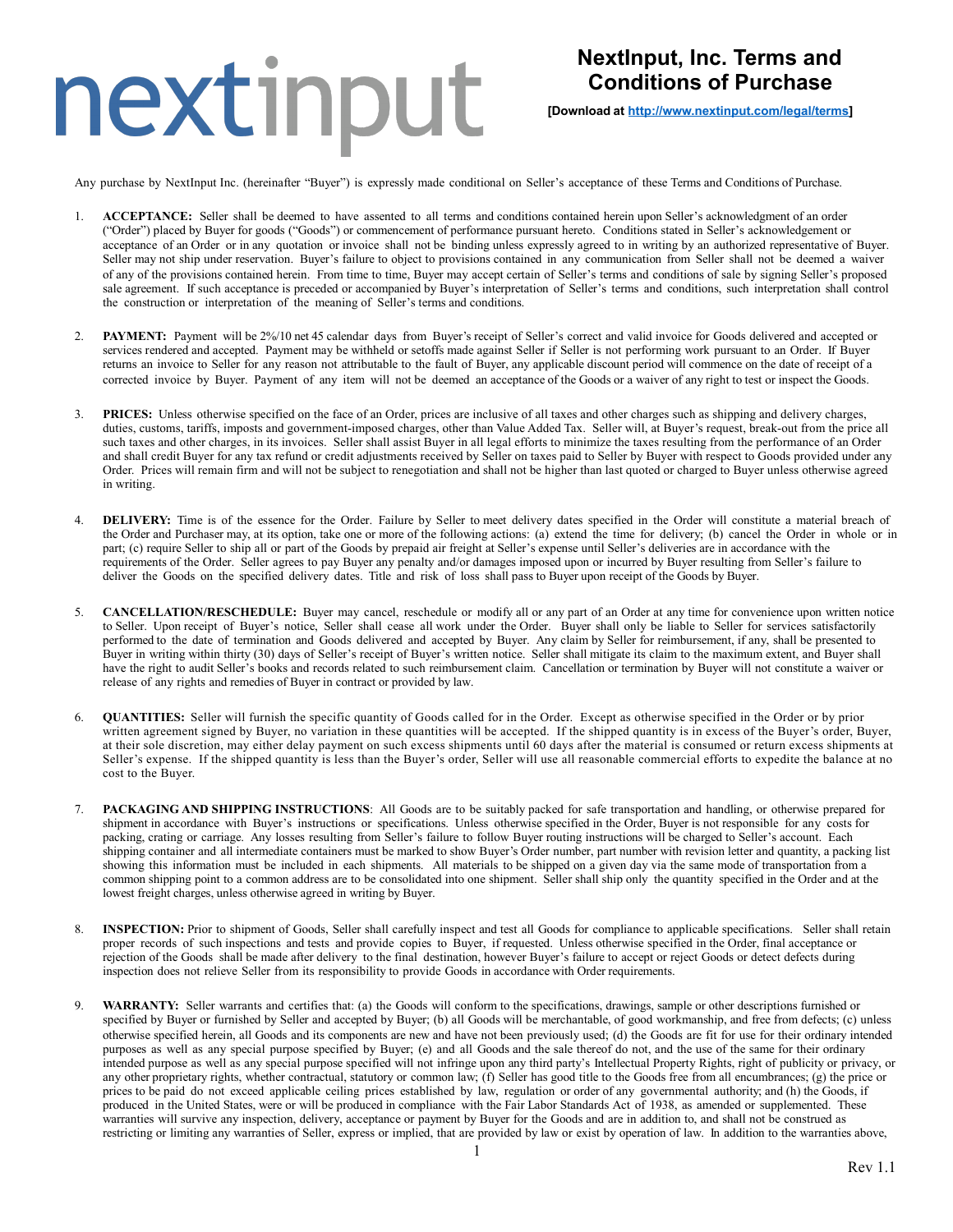nextinput

# NextInput, Inc. Terms and Conditions of Purchase

**[Download at http://www.nextinput.com/legal/terms]**

Any purchase by NextInput Inc. (hereinafter "Buyer") is expressly made conditional on Seller's acceptance of these Terms and Conditions of Purchase.

1. **ACCEPTANCE:** Seller shall be deemed to have assented to all terms and conditions contained herein upon Seller's acknowledgment of an order ("Order") placed by Buyer for goods ("Goods") or commencement of performance pursuant hereto. Conditions stated in Seller's acknowledgement or acceptance of an Order or in any quotation or invoice shall not be binding unless expressly agreed to in writing by an authorized representative of Buyer. Seller may not ship under reservation. Buyer's failure to object to provisions contained in any communication from Seller shall not be deemed a waiver of any of the provisions contained herein. From time to time, Buyer may accept certain of Seller's terms and conditions of sale by signing Seller's proposed sale agreement. If such acceptance is preceded or accompanied by Buyer's interpretation of Seller's terms and conditions, such interpretation shall control the construction or interpretation of the meaning of Seller's terms and conditions.

2. **PAYMENT:** Payment will be 2%/10 net 45 calendar days from Buyer's receipt of Seller's correct and valid invoice for Goods delivered and accepted or services rendered and accepted. Payment may be withheld or setoffs made against Seller if Seller is not performing work pursuant to an Order. If Buyer returns an invoice to Seller for any reason not attributable to the fault of Buyer, any applicable discount period will commence on the date of receipt of a corrected invoice by Buyer. Payment of any item will not be deemed an acceptance of the Goods or a waiver of any right to test or inspect the Goods.

3. **PRICES:** Unless otherwise specified on the face of an Order, prices are inclusive of all taxes and other charges such as shipping and delivery charges, duties, customs, tariffs, imposts and government-imposed charges, other than Value Added Tax. Seller will, at Buyer's request, break-out from the price all such taxes and other charges, in its invoices. Seller shall assist Buyer in all legal efforts to minimize the taxes resulting from the performance of an Order and shall credit Buyer for any tax refund or credit adjustments received by Seller on taxes paid to Seller by Buyer with respect to Goods provided under any Order. Prices will remain firm and will not be subject to renegotiation and shall not be higher than last quoted or charged to Buyer unless otherwise agreed in writing.

4. **DELIVERY:** Time is of the essence for the Order. Failure by Seller to meet delivery dates specified in the Order will constitute a material breach of the Order and Purchaser may, at its option, take one or more of the following actions: (a) extend the time for delivery; (b) cancel the Order in whole or in part; (c) require Seller to ship all or part of the Goods by prepaid air freight at Seller's expense until Seller's deliveries are in accordance with the requirements of the Order. Seller agrees to pay Buyer any penalty and/or damages imposed upon or incurred by Buyer resulting from Seller's failure to deliver the Goods on the specified delivery dates. Title and risk of loss shall pass to Buyer upon receipt of the Goods by Buyer.

5. **CANCELLATION/RESCHEDULE:** Buyer may cancel, reschedule or modify all or any part of an Order at any time for convenience upon written notice to Seller. Upon receipt of Buyer's notice, Seller shall cease all work under the Order. Buyer shall only be liable to Seller for services satisfactorily performed to the date of termination and Goods delivered and accepted by Buyer. Any claim by Seller for reimbursement, if any, shall be presented to Buyer in writing within thirty (30) days of Seller's receipt of Buyer's written notice. Seller shall mitigate its claim to the maximum extent, and Buyer shall have the right to audit Seller's books and records related to such reimbursement claim. Cancellation or termination by Buyer will not constitute a waiver or release of any rights and remedies of Buyer in contract or provided by law.

6. **QUANTITIES:** Seller will furnish the specific quantity of Goods called for in the Order. Except as otherwise specified in the Order or by prior written agreement signed by Buyer, no variation in these quantities will be accepted. If the shipped quantity is in excess of the Buyer's order, Buyer, at their sole discretion, may either delay payment on such excess shipments until 60 days after the material is consumed or return excess shipments at Seller's expense. If the shipped quantity is less than the Buyer's order, Seller will use all reasonable commercial efforts to expedite the balance at no cost to the Buyer.

7. **PACKAGING AND SHIPPING INSTRUCTIONS**: All Goods are to be suitably packed for safe transportation and handling, or otherwise prepared for shipment in accordance with Buyer's instructions or specifications. Unless otherwise specified in the Order, Buyer is not responsible for any costs for packing, crating or carriage. Any losses resulting from Seller's failure to follow Buyer routing instructions will be charged to Seller's account. Each shipping container and all intermediate containers must be marked to show Buyer's Order number, part number with revision letter and quantity, a packing list showing this information must be included in each shipments. All materials to be shipped on a given day via the same mode of transportation from a common shipping point to a common address are to be consolidated into one shipment. Seller shall ship only the quantity specified in the Order and at the lowest freight charges, unless otherwise agreed in writing by Buyer.

8. **INSPECTION:** Prior to shipment of Goods, Seller shall carefully inspect and test all Goods for compliance to applicable specifications. Seller shall retain proper records of such inspections and tests and provide copies to Buyer, if requested. Unless otherwise specified in the Order, final acceptance or rejection of the Goods shall be made after delivery to the final destination, however Buyer's failure to accept or reject Goods or detect defects during inspection does not relieve Seller from its responsibility to provide Goods in accordance with Order requirements.

9. **WARRANTY:** Seller warrants and certifies that: (a) the Goods will conform to the specifications, drawings, sample or other descriptions furnished or specified by Buyer or furnished by Seller and accepted by Buyer; (b) all Goods will be merchantable, of good workmanship, and free from defects; (c) unless otherwise specified herein, all Goods and its components are new and have not been previously used; (d) the Goods are fit for use for their ordinary intended purposes as well as any special purpose specified by Buyer; (e) and all Goods and the sale thereof do not, and the use of the same for their ordinary intended purpose as well as any special purpose specified will not infringe upon any third party's Intellectual Property Rights, right of publicity or privacy, or any other proprietary rights, whether contractual, statutory or common law; (f) Seller has good title to the Goods free from all encumbrances; (g) the price or prices to be paid do not exceed applicable ceiling prices established by law, regulation or order of any governmental authority; and (h) the Goods, if produced in the United States, were or will be produced in compliance with the Fair Labor Standards Act of 1938, as amended or supplemented. These warranties will survive any inspection, delivery, acceptance or payment by Buyer for the Goods and are in addition to, and shall not be construed as restricting or limiting any warranties of Seller, express or implied, that are provided by law or exist by operation of law. In addition to the warranties above,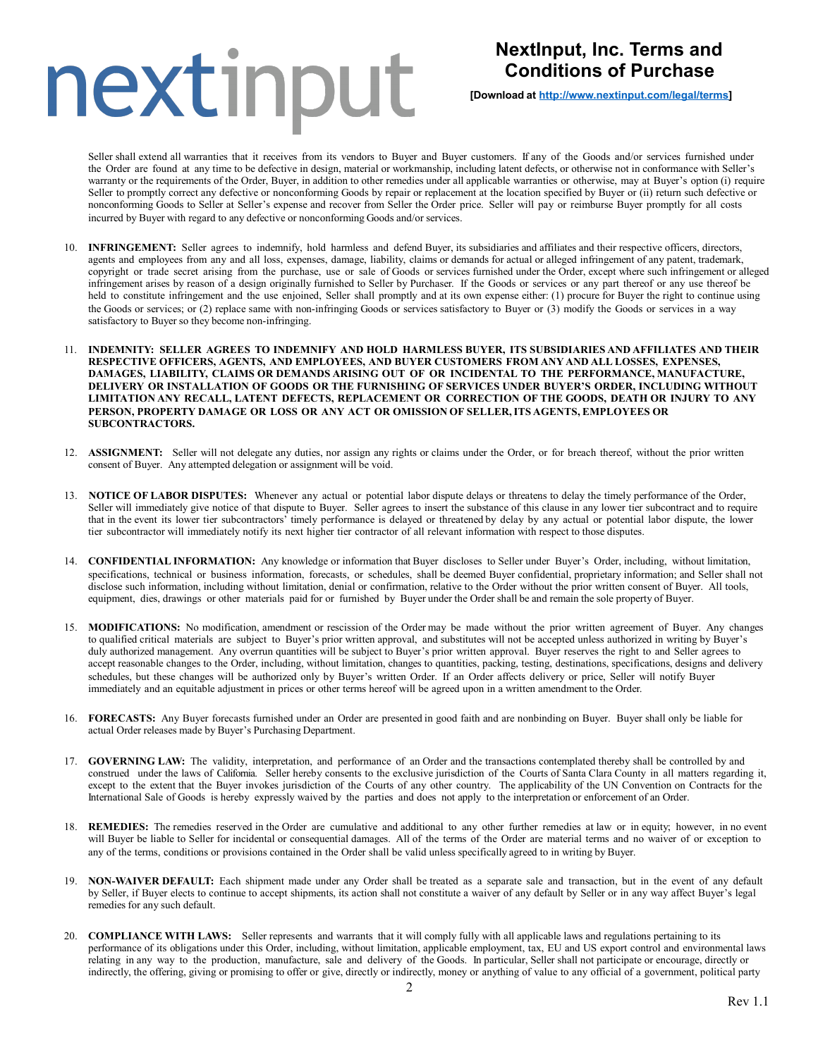Seller shall extend all warranties that it receives from its vendors to Buyer and Buyer customers. If any of the Goods and/or services furnished under the Order are found at any time to be defective in design, material or workmanship, including latent defects, or otherwise not in conformance with Seller's warranty or the requirements of the Order, Buyer, in addition to other remedies under all applicable warranties or otherwise, may at Buyer's option (i) require Seller to promptly correct any defective or nonconforming Goods by repair or replacement at the location specified by Buyer or (ii) return such defective or nonconforming Goods to Seller at Seller's expense and recover from Seller the Order price. Seller will pay or reimburse Buyer promptly for all costs incurred by Buyer with regard to any defective or nonconforming Goods and/or services.

10. **INFRINGEMENT:** Seller agrees to indemnify, hold harmless and defend Buyer, its subsidiaries and affiliates and their respective officers, directors, agents and employees from any and all loss, expenses, damage, liability, claims or demands for actual or alleged infringement of any patent, trademark, copyright or trade secret arising from the purchase, use or sale of Goods or services furnished under the Order, except where such infringement or alleged infringement arises by reason of a design originally furnished to Seller by Purchaser. If the Goods or services or any part thereof or any use thereof be held to constitute infringement and the use enjoined, Seller shall promptly and at its own expense either: (1) procure for Buyer the right to continue using the Goods or services; or (2) replace same with non-infringing Goods or services satisfactory to Buyer or (3) modify the Goods or services in a way satisfactory to Buyer so they become non-infringing.

11. **INDEMNITY: SELLER AGREES TO INDEMNIFY AND HOLD HARMLESS BUYER, ITS SUBSIDIARIES AND AFFILIATES AND THEIR RESPECTIVE OFFICERS, AGENTS, AND EMPLOYEES, AND BUYER CUSTOMERS FROM ANY AND ALL LOSSES, EXPENSES, DAMAGES, LIABILITY, CLAIMS OR DEMANDS ARISING OUT OF OR INCIDENTAL TO THE PERFORMANCE, MANUFACTURE, DELIVERY OR INSTALLATION OF GOODS OR THE FURNISHING OF SERVICES UNDER BUYER'S ORDER, INCLUDING WITHOUT LIMITATION ANY RECALL, LATENT DEFECTS, REPLACEMENT OR CORRECTION OF THE GOODS, DEATH OR INJURY TO ANY PERSON, PROPERTY DAMAGE OR LOSS OR ANY ACT OR OMISSION OF SELLER, ITS AGENTS, EMPLOYEES OR SUBCONTRACTORS.**

12. **ASSIGNMENT:** Seller will not delegate any duties, nor assign any rights or claims under the Order, or for breach thereof, without the prior written consent of Buyer. Any attempted delegation or assignment will be void.

13. **NOTICE OF LABOR DISPUTES:** Whenever any actual or potential labor dispute delays or threatens to delay the timely performance of the Order, Seller will immediately give notice of that dispute to Buyer. Seller agrees to insert the substance of this clause in any lower tier subcontract and to require that in the event its lower tier subcontractors' timely performance is delayed or threatened by delay by any actual or potential labor dispute, the lower tier subcontractor will immediately notify its next higher tier contractor of all relevant information with respect to those disputes.

14. **CONFIDENTIAL INFORMATION:** Any knowledge or information that Buyer discloses to Seller under Buyer's Order, including, without limitation, specifications, technical or business information, forecasts, or schedules, shall be deemed Buyer confidential, proprietary information; and Seller shall not disclose such information, including without limitation, denial or confirmation, relative to the Order without the prior written consent of Buyer. All tools, equipment, dies, drawings or other materials paid for or furnished by Buyer under the Order shall be and remain the sole property of Buyer.

15. **MODIFICATIONS:** No modification, amendment or rescission of the Order may be made without the prior written agreement of Buyer. Any changes to qualified critical materials are subject to Buyer's prior written approval, and substitutes will not be accepted unless authorized in writing by Buyer's duly authorized management. Any overrun quantities will be subject to Buyer's prior written approval. Buyer reserves the right to and Seller agrees to accept reasonable changes to the Order, including, without limitation, changes to quantities, packing, testing, destinations, specifications, designs and delivery schedules, but these changes will be authorized only by Buyer's written Order. If an Order affects delivery or price, Seller will notify Buyer immediately and an equitable adjustment in prices or other terms hereof will be agreed upon in a written amendment to the Order.

16. **FORECASTS:** Any Buyer forecasts furnished under an Order are presented in good faith and are nonbinding on Buyer. Buyer shall only be liable for actual Order releases made by Buyer's Purchasing Department.

17. **GOVERNING LAW:** The validity, interpretation, and performance of an Order and the transactions contemplated thereby shall be controlled by and construed under the laws of California. Seller hereby consents to the exclusive jurisdiction of the Courts of Santa Clara County in all matters regarding it, except to the extent that the Buyer invokes jurisdiction of the Courts of any other country. The applicability of the UN Convention on Contracts for the International Sale of Goods is hereby expressly waived by the parties and does not apply to the interpretation or enforcement of an Order.

18. **REMEDIES:** The remedies reserved in the Order are cumulative and additional to any other further remedies at law or in equity; however, in no event will Buyer be liable to Seller for incidental or consequential damages. All of the terms of the Order are material terms and no waiver of or exception to any of the terms, conditions or provisions contained in the Order shall be valid unless specifically agreed to in writing by Buyer.

19. **NON-WAIVER DEFAULT:** Each shipment made under any Order shall be treated as a separate sale and transaction, but in the event of any default by Seller, if Buyer elects to continue to accept shipments, its action shall not constitute a waiver of any default by Seller or in any way affect Buyer's legal remedies for any such default.

20. **COMPLIANCE WITH LAWS:** Seller represents and warrants that it will comply fully with all applicable laws and regulations pertaining to its performance of its obligations under this Order, including, without limitation, applicable employment, tax, EU and US export control and environmental laws relating in any way to the production, manufacture, sale and delivery of the Goods. In particular, Seller shall not participate or encourage, directly or indirectly, the offering, giving or promising to offer or give, directly or indirectly, money or anything of value to any official of a government, political party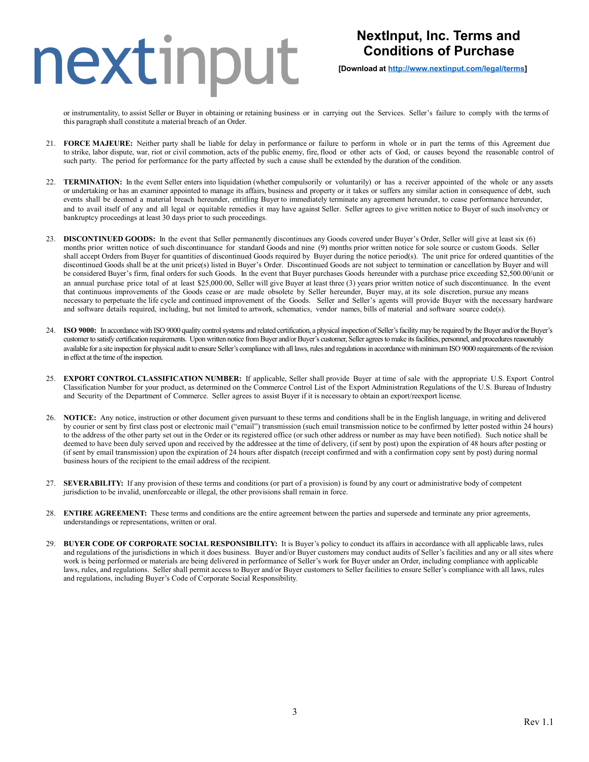or instrumentality, to assist Seller or Buyer in obtaining or retaining business or in carrying out the Services. Seller's failure to comply with the terms of this paragraph shall constitute a material breach of an Order.

21. **FORCE MAJEURE:** Neither party shall be liable for delay in performance or failure to perform in whole or in part the terms of this Agreement due to strike, labor dispute, war, riot or civil commotion, acts of the public enemy, fire, flood or other acts of God, or causes beyond the reasonable control of such party. The period for performance for the party affected by such a cause shall be extended by the duration of the condition.

22. **TERMINATION:** In the event Seller enters into liquidation (whether compulsorily or voluntarily) or has a receiver appointed of the whole or any assets or undertaking or has an examiner appointed to manage its affairs, business and property or it takes or suffers any similar action in consequence of debt, such events shall be deemed a material breach hereunder, entitling Buyer to immediately terminate any agreement hereunder, to cease performance hereunder, and to avail itself of any and all legal or equitable remedies it may have against Seller. Seller agrees to give written notice to Buyer of such insolvency or bankruptcy proceedings at least 30 days prior to such proceedings.

23. **DISCONTINUED GOODS:** In the event that Seller permanently discontinues any Goods covered under Buyer's Order, Seller will give at least six (6) months prior written notice of such discontinuance for standard Goods and nine (9) months prior written notice for sole source or custom Goods. Seller shall accept Orders from Buyer for quantities of discontinued Goods required by Buyer during the notice period(s). The unit price for ordered quantities of the discontinued Goods shall be at the unit price(s) listed in Buyer's Order. Discontinued Goods are not subject to termination or cancellation by Buyer and will be considered Buyer's firm, final orders for such Goods. In the event that Buyer purchases Goods hereunder with a purchase price exceeding $2,500.00/unit or an annual purchase price total of at least $25,000.00, Seller will give Buyer at least three (3) years prior written notice of such discontinuance. In the event that continuous improvements of the Goods cease or are made obsolete by Seller hereunder, Buyer may, at its sole discretion, pursue any means necessary to perpetuate the life cycle and continued improvement of the Goods. Seller and Seller's agents will provide Buyer with the necessary hardware and software details required, including, but not limited to artwork, schematics, vendor names, bills of material and software source code(s).

24. **ISO 9000:** In accordance with ISO 9000 quality control systems and related certification, a physical inspection of Seller's facility may be required by the Buyer and/or the Buyer's customer to satisfy certification requirements. Upon written notice from Buyer and/or Buyer's customer, Seller agrees to make its facilities, personnel, and procedures reasonably available for a site inspection for physical audit to ensure Seller's compliance with all laws, rules and regulations in accordance with minimum ISO 9000 requirements of the revision in effect at the time of the inspection.

25. **EXPORT CONTROL CLASSIFICATION NUMBER:** If applicable, Seller shall provide Buyer at time of sale with the appropriate U.S. Export Control Classification Number for your product, as determined on the Commerce Control List of the Export Administration Regulations of the U.S. Bureau of Industry and Security of the Department of Commerce. Seller agrees to assist Buyer if it is necessary to obtain an export/reexport license.

26. **NOTICE:** Any notice, instruction or other document given pursuant to these terms and conditions shall be in the English language, in writing and delivered by courier or sent by first class post or electronic mail ("email") transmission (such email transmission notice to be confirmed by letter posted within 24 hours) to the address of the other party set out in the Order or its registered office (or such other address or number as may have been notified). Such notice shall be deemed to have been duly served upon and received by the addressee at the time of delivery, (if sent by post) upon the expiration of 48 hours after posting or (if sent by email transmission) upon the expiration of 24 hours after dispatch (receipt confirmed and with a confirmation copy sent by post) during normal business hours of the recipient to the email address of the recipient.

27. **SEVERABILITY:** If any provision of these terms and conditions (or part of a provision) is found by any court or administrative body of competent jurisdiction to be invalid, unenforceable or illegal, the other provisions shall remain in force.

28. **ENTIRE AGREEMENT:** These terms and conditions are the entire agreement between the parties and supersede and terminate any prior agreements, understandings or representations, written or oral.

29. **BUYER CODE OF CORPORATE SOCIAL RESPONSIBILITY:** It is Buyer's policy to conduct its affairs in accordance with all applicable laws, rules and regulations of the jurisdictions in which it does business. Buyer and/or Buyer customers may conduct audits of Seller's facilities and any or all sites where work is being performed or materials are being delivered in performance of Seller's work for Buyer under an Order, including compliance with applicable laws, rules, and regulations. Seller shall permit access to Buyer and/or Buyer customers to Seller facilities to ensure Seller's compliance with all laws, rules and regulations, including Buyer's Code of Corporate Social Responsibility.